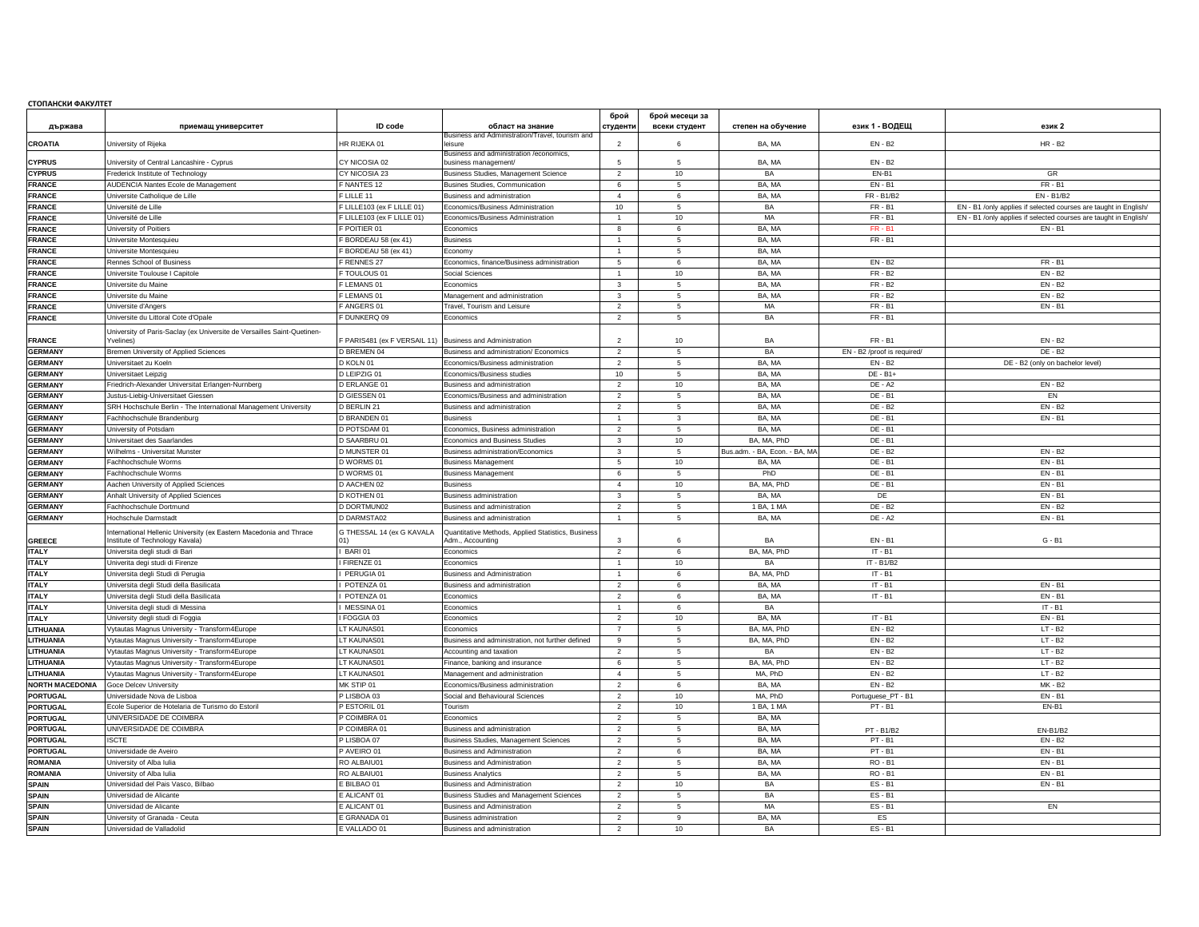**СТОПАНСКИ ФАКУЛТЕТ**

| държава | приемащ университет | ID code | област на знание | брой студенти | брой месеци за всеки студент | степен на обучение | език 1 - ВОДЕЩ | език 2 |
|---|---|---|---|---|---|---|---|---|
| CROATIA | University of Rijeka | HR RIJEKA 01 | Business and Administration/Travel, tourism and leisure | 2 | 6 | BA, MA | EN - B2 | HR - B2 |
| CYPRUS | University of Central Lancashire - Cyprus | CY NICOSIA 02 | Business and administration /economics, business management/ | 5 | 5 | BA, MA | EN - B2 | |
| CYPRUS | Frederick Institute of Technology | CY NICOSIA 23 | Business Studies, Management Science | 2 | 10 | BA | EN-B1 | GR |
| FRANCE | AUDENCIA Nantes Ecole de Management | F NANTES 12 | Busines Studies, Communication | 6 | 5 | BA, MA | EN - B1 | FR - B1 |
| FRANCE | Universite Catholique de Lille | F LILLE 11 | Business and administration | 4 | 6 | BA, MA | FR - B1/B2 | EN - B1/B2 |
| FRANCE | Université de Lille | F LILLE103 (ex F LILLE 01) | Economics/Business Administration | 10 | 5 | BA | FR - B1 | EN - B1 /only applies if selected courses are taught in English/ |
| FRANCE | Université de Lille | F LILLE103 (ex F LILLE 01) | Economics/Business Administration | 1 | 10 | MA | FR - B1 | EN - B1 /only applies if selected courses are taught in English/ |
| FRANCE | University of Poitiers | F POITIER 01 | Economics | 8 | 6 | BA, MA | FR - B1 | EN - B1 |
| FRANCE | Universite Montesquieu | F BORDEAU 58 (ex 41) | Business | 1 | 5 | BA, MA | FR - B1 | |
| FRANCE | Universite Montesquieu | F BORDEAU 58 (ex 41) | Economy | 1 | 5 | BA, MA | | |
| FRANCE | Rennes School of Business | F RENNES 27 | Economics, finance/Business administration | 5 | 6 | BA, MA | EN - B2 | FR - B1 |
| FRANCE | Universite Toulouse I Capitole | F TOULOUS 01 | Social Sciences | 1 | 10 | BA, MA | FR - B2 | EN - B2 |
| FRANCE | Universite du Maine | F LEMANS 01 | Economics | 3 | 5 | BA, MA | FR - B2 | EN - B2 |
| FRANCE | Universite du Maine | F LEMANS 01 | Management and administration | 3 | 5 | BA, MA | FR - B2 | EN - B2 |
| FRANCE | Universite d'Angers | F ANGERS 01 | Travel, Tourism and Leisure | 2 | 5 | MA | FR - B1 | EN - B1 |
| FRANCE | Universite du Littoral Cote d'Opale | F DUNKERQ 09 | Economics | 2 | 5 | BA | FR - B1 | |
| FRANCE | University of Paris-Saclay (ex Universite de Versailles Saint-Quetinen-Yvelines) | F PARIS481 (ex F VERSAIL 11) | Business and Administration | 2 | 10 | BA | FR - B1 | EN - B2 |
| GERMANY | Bremen University of Applied Sciences | D BREMEN 04 | Business and administration/ Economics | 2 | 5 | BA | EN - B2 /proof is required/ | DE - B2 |
| GERMANY | Universitaet zu Koeln | D KOLN 01 | Economics/Business administration | 2 | 5 | BA, MA | EN - B2 | DE - B2 (only on bachelor level) |
| GERMANY | Universitaet Leipzig | D LEIPZIG 01 | Economics/Business studies | 10 | 5 | BA, MA | DE - B1+ | |
| GERMANY | Friedrich-Alexander Universitat Erlangen-Nurnberg | D ERLANGE 01 | Business and administration | 2 | 10 | BA, MA | DE - A2 | EN - B2 |
| GERMANY | Justus-Liebig-Universitaet Giessen | D GIESSEN 01 | Economics/Business and administration | 2 | 5 | BA, MA | DE - B1 | EN |
| GERMANY | SRH Hochschule Berlin - The International Management University | D BERLIN 21 | Business and administration | 2 | 5 | BA, MA | DE - B2 | EN - B2 |
| GERMANY | Fachhochschule Brandenburg | D BRANDEN 01 | Business | 1 | 3 | BA, MA | DE - B1 | EN - B1 |
| GERMANY | University of Potsdam | D POTSDAM 01 | Economics, Business administration | 2 | 5 | BA, MA | DE - B1 | |
| GERMANY | Universitaet des Saarlandes | D SAARBRU 01 | Economics and Business Studies | 3 | 10 | BA, MA, PhD | DE - B1 | |
| GERMANY | Wilhelms - Universitat Munster | D MUNSTER 01 | Business administration/Economics | 3 | 5 | Bus.adm. - BA, Econ. - BA, MA | DE - B2 | EN - B2 |
| GERMANY | Fachhochschule Worms | D WORMS 01 | Business Management | 5 | 10 | BA, MA | DE - B1 | EN - B1 |
| GERMANY | Fachhochschule Worms | D WORMS 01 | Business Management | 6 | 5 | PhD | DE - B1 | EN - B1 |
| GERMANY | Aachen University of Applied Sciences | D AACHEN 02 | Business | 4 | 10 | BA, MA, PhD | DE - B1 | EN - B1 |
| GERMANY | Anhalt University of Applied Sciences | D KOTHEN 01 | Business administration | 3 | 5 | BA, MA | DE | EN - B1 |
| GERMANY | Fachhochschule Dortmund | D DORTMUN02 | Business and administration | 2 | 5 | 1 BA, 1 MA | DE - B2 | EN - B2 |
| GERMANY | Hochschule Darmstadt | D DARMSTA02 | Business and administration | 1 | 5 | BA, MA | DE - A2 | EN - B1 |
| GREECE | International Hellenic University (ex Eastern Macedonia and Thrace Institute of Technology Kavala) | G THESSAL 14 (ex G KAVALA 01) | Quantitative Methods, Applied Statistics, Business Adm., Accounting | 3 | 6 | BA | EN - B1 | G - B1 |
| ITALY | Universita degli studi di Bari | I BARI 01 | Economics | 2 | 6 | BA, MA, PhD | IT - B1 | |
| ITALY | Univerita degi studi di Firenze | I FIRENZE 01 | Economics | 1 | 10 | BA | IT - B1/B2 | |
| ITALY | Universita degli Studi di Perugia | I PERUGIA 01 | Business and Administration | 1 | 6 | BA, MA, PhD | IT - B1 | |
| ITALY | Universita degli Studi della Basilicata | I POTENZA 01 | Business and administration | 2 | 6 | BA, MA | IT - B1 | EN - B1 |
| ITALY | Universita degli Studi della Basilicata | I POTENZA 01 | Economics | 2 | 6 | BA, MA | IT - B1 | EN - B1 |
| ITALY | Universita degli studi di Messina | I MESSINA 01 | Economics | 1 | 6 | BA | | IT - B1 |
| ITALY | University degli studi di Foggia | I FOGGIA 03 | Economics | 2 | 10 | BA, MA | IT - B1 | EN - B1 |
| LITHUANIA | Vytautas Magnus University - Transform4Europe | LT KAUNAS01 | Economics | 7 | 5 | BA, MA, PhD | EN - B2 | LT - B2 |
| LITHUANIA | Vytautas Magnus University - Transform4Europe | LT KAUNAS01 | Business and administration, not further defined | 9 | 5 | BA, MA, PhD | EN - B2 | LT - B2 |
| LITHUANIA | Vytautas Magnus University - Transform4Europe | LT KAUNAS01 | Accounting and taxation | 2 | 5 | BA | EN - B2 | LT - B2 |
| LITHUANIA | Vytautas Magnus University - Transform4Europe | LT KAUNAS01 | Finance, banking and insurance | 6 | 5 | BA, MA, PhD | EN - B2 | LT - B2 |
| LITHUANIA | Vytautas Magnus University - Transform4Europe | LT KAUNAS01 | Management and administration | 4 | 5 | MA, PhD | EN - B2 | LT - B2 |
| NORTH MACEDONIA | Goce Delcev University | MK STIP 01 | Economics/Business administration | 2 | 6 | BA, MA | EN - B2 | MK - B2 |
| PORTUGAL | Universidade Nova de Lisboa | P LISBOA 03 | Social and Behavioural Sciences | 2 | 10 | MA, PhD | Portuguese_PT - B1 | EN - B1 |
| PORTUGAL | Ecole Superior de Hotelaria de Turismo do Estoril | P ESTORIL 01 | Tourism | 2 | 10 | 1 BA, 1 MA | PT - B1 | EN-B1 |
| PORTUGAL | UNIVERSIDADE DE COIMBRA | P COIMBRA 01 | Economics | 2 | 5 | BA, MA | PT - B1/B2 | EN-B1/B2 |
| PORTUGAL | UNIVERSIDADE DE COIMBRA | P COIMBRA 01 | Business and administration | 2 | 5 | BA, MA | | |
| PORTUGAL | ISCTE | P LISBOA 07 | Business Studies, Management Sciences | 2 | 5 | BA, MA | PT - B1 | EN - B2 |
| PORTUGAL | Universidade de Aveiro | P AVEIRO 01 | Business and Administration | 2 | 6 | BA, MA | PT - B1 | EN - B1 |
| ROMANIA | University of Alba Iulia | RO ALBAIU01 | Business and Administration | 2 | 5 | BA, MA | RO - B1 | EN - B1 |
| ROMANIA | University of Alba Iulia | RO ALBAIU01 | Business Analytics | 2 | 5 | BA, MA | RO - B1 | EN - B1 |
| SPAIN | Universidad del Pais Vasco, Bilbao | E BILBAO 01 | Business and Administration | 2 | 10 | BA | ES - B1 | EN - B1 |
| SPAIN | Universidad de Alicante | E ALICANT 01 | Business Studies and Management Sciences | 2 | 5 | BA | ES - B1 | |
| SPAIN | Universidad de Alicante | E ALICANT 01 | Business and Administration | 2 | 5 | MA | ES - B1 | EN |
| SPAIN | University of Granada - Ceuta | E GRANADA 01 | Business administration | 2 | 9 | BA, MA | ES | |
| SPAIN | Universidad de Valladolid | E VALLADO 01 | Business and administration | 2 | 10 | BA | ES - B1 | |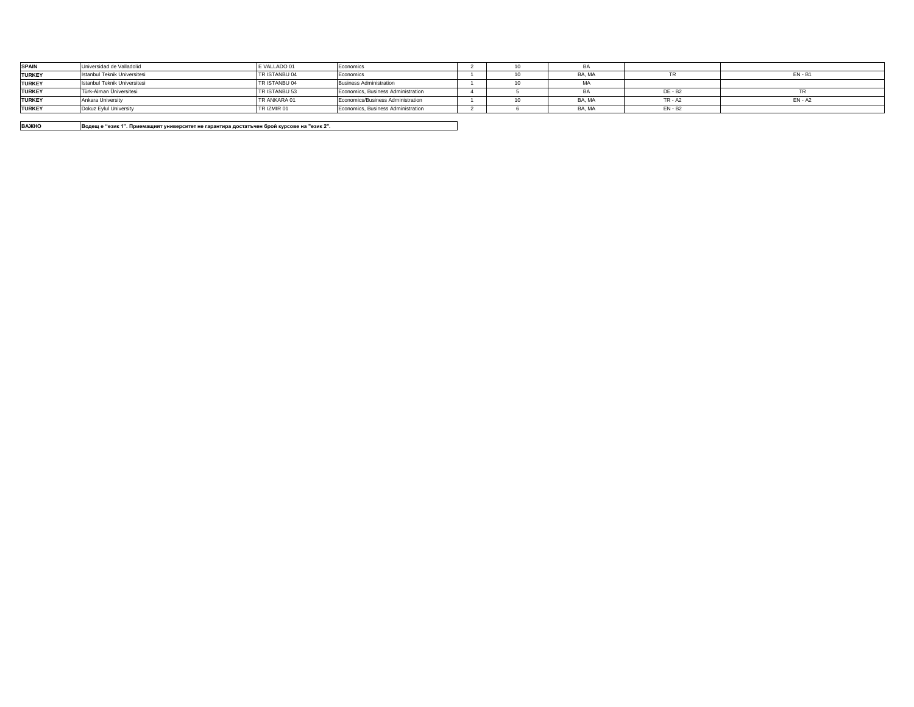| | | | | | | | | |
|---|---|---|---|---|---|---|---|---|
| **SPAIN** | Universidad de Valladolid | E VALLADO 01 | Economics | 2 | 10 | BA | | |
| **TURKEY** | Istanbul Teknik Universitesi | TR ISTANBU 04 | Economics | 1 | 10 | BA, MA | TR | EN - B1 |
| **TURKEY** | Istanbul Teknik Universitesi | TR ISTANBU 04 | Business Administration | 1 | 10 | MA | | |
| **TURKEY** | Türk-Alman Üniversitesi | TR ISTANBU 53 | Economics, Business Administration | 4 | 5 | BA | DE - B2 | TR |
| **TURKEY** | Ankara University | TR ANKARA 01 | Economics/Business Administration | 1 | 10 | BA, MA | TR - A2 | EN - A2 |
| **TURKEY** | Dokuz Eylul University | TR IZMIR 01 | Economics, Business Administration | 2 | 6 | BA, MA | EN - B2 | |

| | |
|---|---|
| **ВАЖНО** | **Водещ е "език 1". Приемащият университет не гарантира достатъчен брой курсове на "език 2".** |